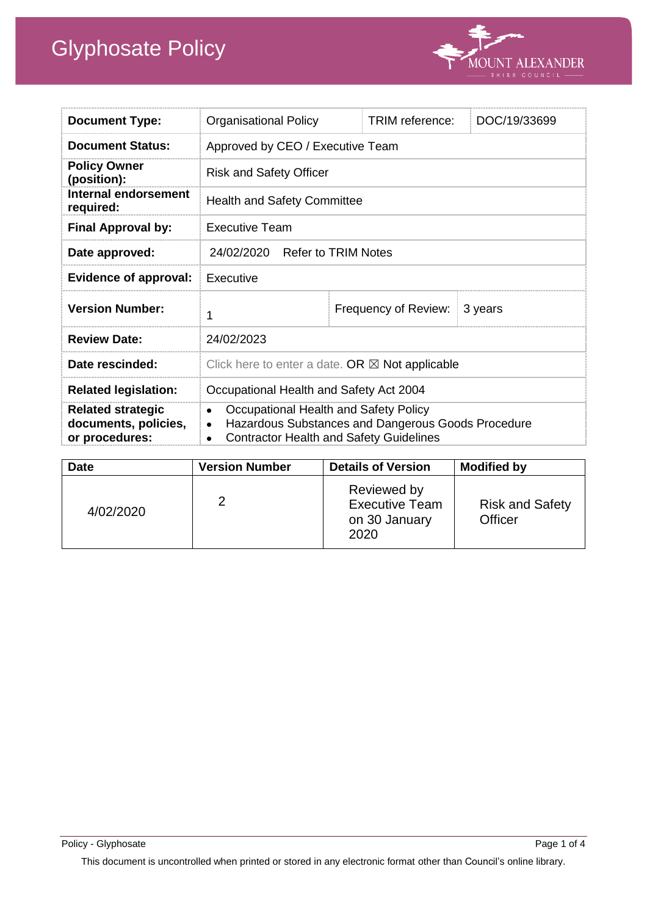# Glyphosate Policy

| Document Type: | Organisational Policy | TRIM reference: | DOC/19/33699 |
|---|---|---|---|
| Document Status: | Approved by CEO / Executive Team | | |
| Policy Owner (position): | Risk and Safety Officer | | |
| Internal endorsement required: | Health and Safety Committee | | |
| Final Approval by: | Executive Team | | |
| Date approved: | 24/02/2020 Refer to TRIM Notes | | |
| Evidence of approval: | Executive | | |
| Version Number: | 1 | Frequency of Review: | 3 years |
| Review Date: | 24/02/2023 | | |
| Date rescinded: | Click here to enter a date. OR ☒ Not applicable | | |
| Related legislation: | Occupational Health and Safety Act 2004 | | |
| Related strategic documents, policies, or procedures: | • Occupational Health and Safety Policy<br>• Hazardous Substances and Dangerous Goods Procedure<br>• Contractor Health and Safety Guidelines | | |

| Date | Version Number | Details of Version | Modified by |
|---|---|---|---|
| 4/02/2020 | 2 | Reviewed by Executive Team on 30 January 2020 | Risk and Safety Officer |

This document is uncontrolled when printed or stored in any electronic format other than Council's online library.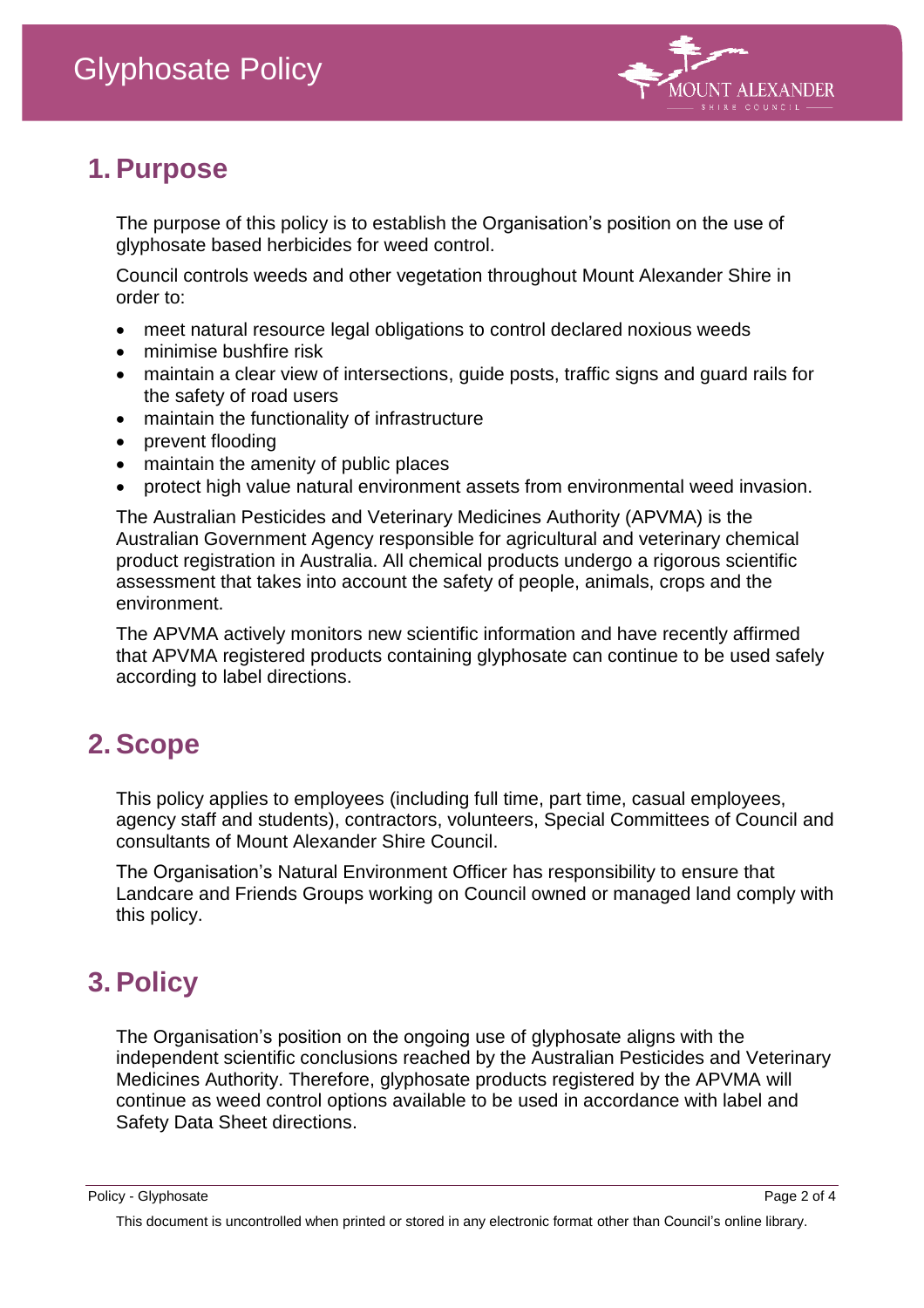# Glyphosate Policy

## 1. Purpose

The purpose of this policy is to establish the Organisation's position on the use of glyphosate based herbicides for weed control.

Council controls weeds and other vegetation throughout Mount Alexander Shire in order to:

- meet natural resource legal obligations to control declared noxious weeds
- minimise bushfire risk
- maintain a clear view of intersections, guide posts, traffic signs and guard rails for the safety of road users
- maintain the functionality of infrastructure
- prevent flooding
- maintain the amenity of public places
- protect high value natural environment assets from environmental weed invasion.

The Australian Pesticides and Veterinary Medicines Authority (APVMA) is the Australian Government Agency responsible for agricultural and veterinary chemical product registration in Australia. All chemical products undergo a rigorous scientific assessment that takes into account the safety of people, animals, crops and the environment.

The APVMA actively monitors new scientific information and have recently affirmed that APVMA registered products containing glyphosate can continue to be used safely according to label directions.

## 2. Scope

This policy applies to employees (including full time, part time, casual employees, agency staff and students), contractors, volunteers, Special Committees of Council and consultants of Mount Alexander Shire Council.

The Organisation's Natural Environment Officer has responsibility to ensure that Landcare and Friends Groups working on Council owned or managed land comply with this policy.

## 3. Policy

The Organisation's position on the ongoing use of glyphosate aligns with the independent scientific conclusions reached by the Australian Pesticides and Veterinary Medicines Authority. Therefore, glyphosate products registered by the APVMA will continue as weed control options available to be used in accordance with label and Safety Data Sheet directions.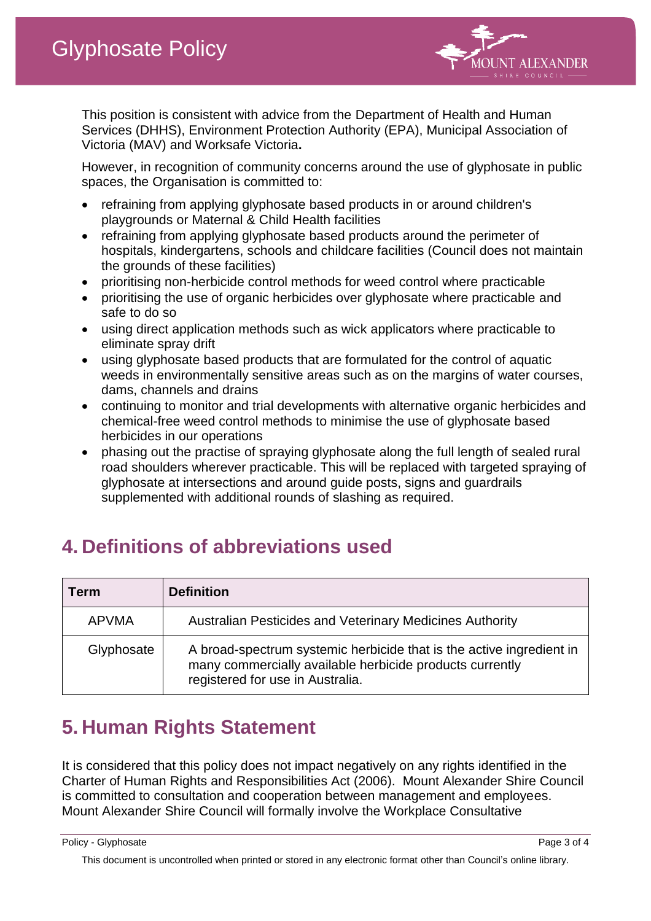This position is consistent with advice from the Department of Health and Human Services (DHHS), Environment Protection Authority (EPA), Municipal Association of Victoria (MAV) and Worksafe Victoria**.**

However, in recognition of community concerns around the use of glyphosate in public spaces, the Organisation is committed to:

- refraining from applying glyphosate based products in or around children's playgrounds or Maternal & Child Health facilities
- refraining from applying glyphosate based products around the perimeter of hospitals, kindergartens, schools and childcare facilities (Council does not maintain the grounds of these facilities)
- prioritising non-herbicide control methods for weed control where practicable
- prioritising the use of organic herbicides over glyphosate where practicable and safe to do so
- using direct application methods such as wick applicators where practicable to eliminate spray drift
- using glyphosate based products that are formulated for the control of aquatic weeds in environmentally sensitive areas such as on the margins of water courses, dams, channels and drains
- continuing to monitor and trial developments with alternative organic herbicides and chemical-free weed control methods to minimise the use of glyphosate based herbicides in our operations
- phasing out the practise of spraying glyphosate along the full length of sealed rural road shoulders wherever practicable. This will be replaced with targeted spraying of glyphosate at intersections and around guide posts, signs and guardrails supplemented with additional rounds of slashing as required.

## 4. Definitions of abbreviations used

| Term | Definition |
|---|---|
| APVMA | Australian Pesticides and Veterinary Medicines Authority |
| Glyphosate | A broad-spectrum systemic herbicide that is the active ingredient in many commercially available herbicide products currently registered for use in Australia. |

## 5. Human Rights Statement

It is considered that this policy does not impact negatively on any rights identified in the Charter of Human Rights and Responsibilities Act (2006). Mount Alexander Shire Council is committed to consultation and cooperation between management and employees. Mount Alexander Shire Council will formally involve the Workplace Consultative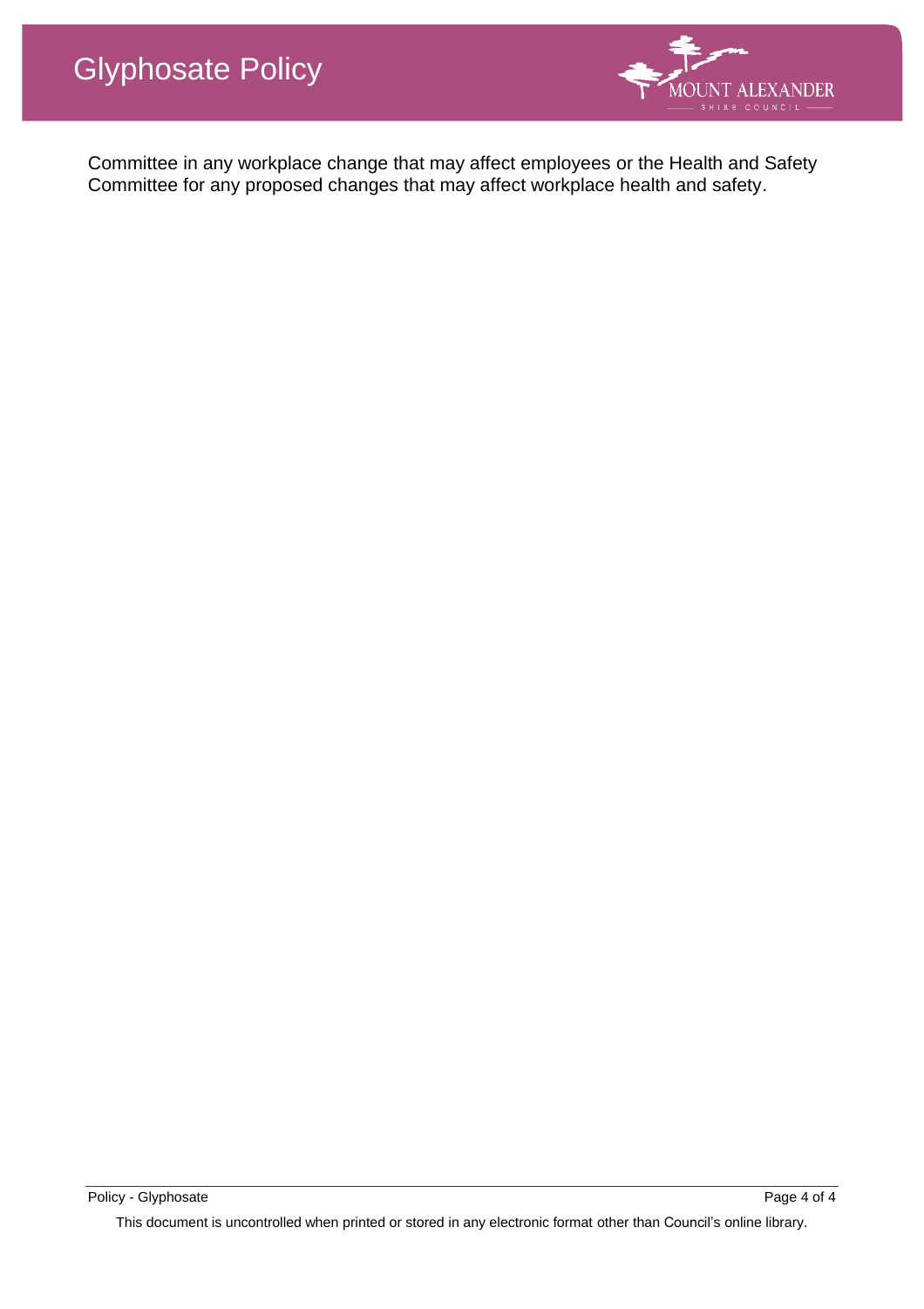Committee in any workplace change that may affect employees or the Health and Safety Committee for any proposed changes that may affect workplace health and safety.